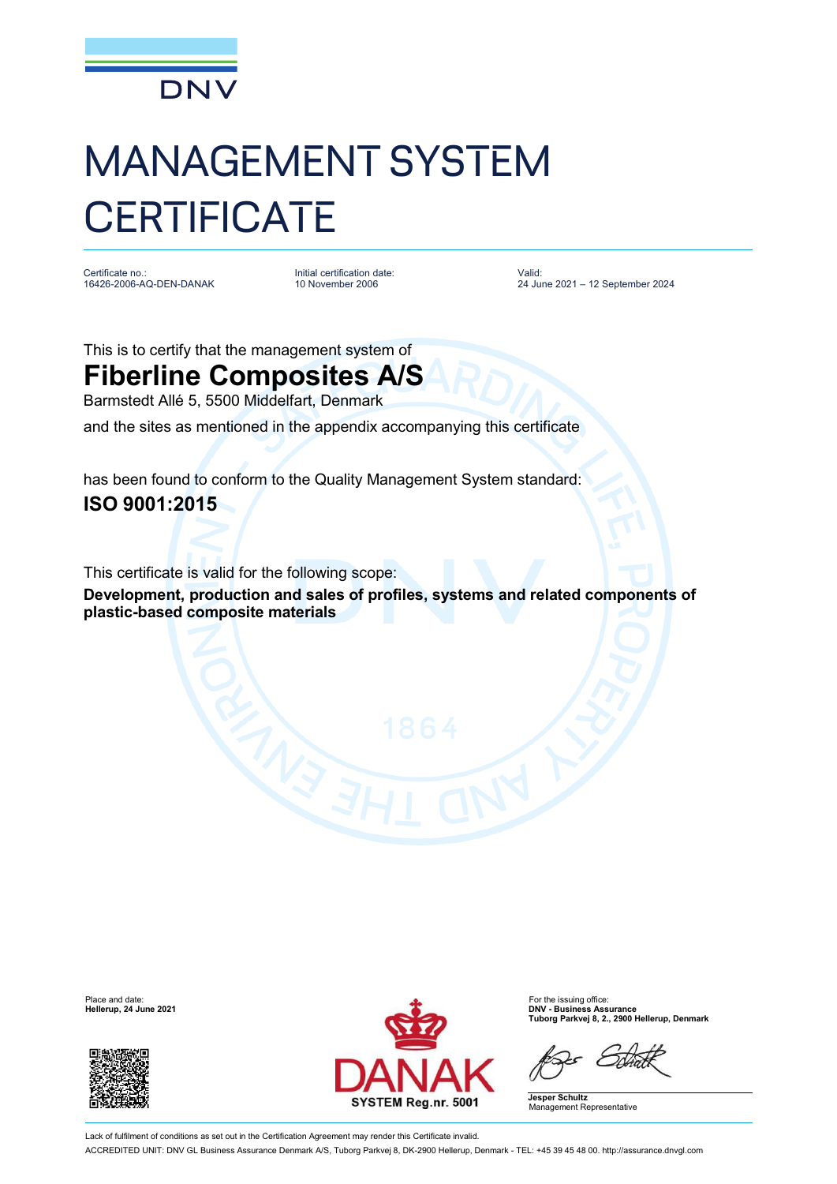DNV

# MANAGEMENT SYSTEM CERTIFICATE

Certificate no.:
16426-2006-AQ-DEN-DANAK

Initial certification date:
10 November 2006

Valid:
24 June 2021 – 12 September 2024

This is to certify that the management system of

## Fiberline Composites A/S

Barmstedt Allé 5, 5500 Middelfart, Denmark

and the sites as mentioned in the appendix accompanying this certificate

has been found to conform to the Quality Management System standard:

**ISO 9001:2015**

This certificate is valid for the following scope:

**Development, production and sales of profiles, systems and related components of plastic-based composite materials**

Place and date:
**Hellerup, 24 June 2021**

DANAK
SYSTEM Reg.nr. 5001

For the issuing office:
**DNV - Business Assurance**
**Tuborg Parkvej 8, 2., 2900 Hellerup, Denmark**

**Jesper Schultz**
Management Representative

Lack of fulfilment of conditions as set out in the Certification Agreement may render this Certificate invalid.

ACCREDITED UNIT: DNV GL Business Assurance Denmark A/S, Tuborg Parkvej 8, DK-2900 Hellerup, Denmark - TEL: +45 39 45 48 00. http://assurance.dnvgl.com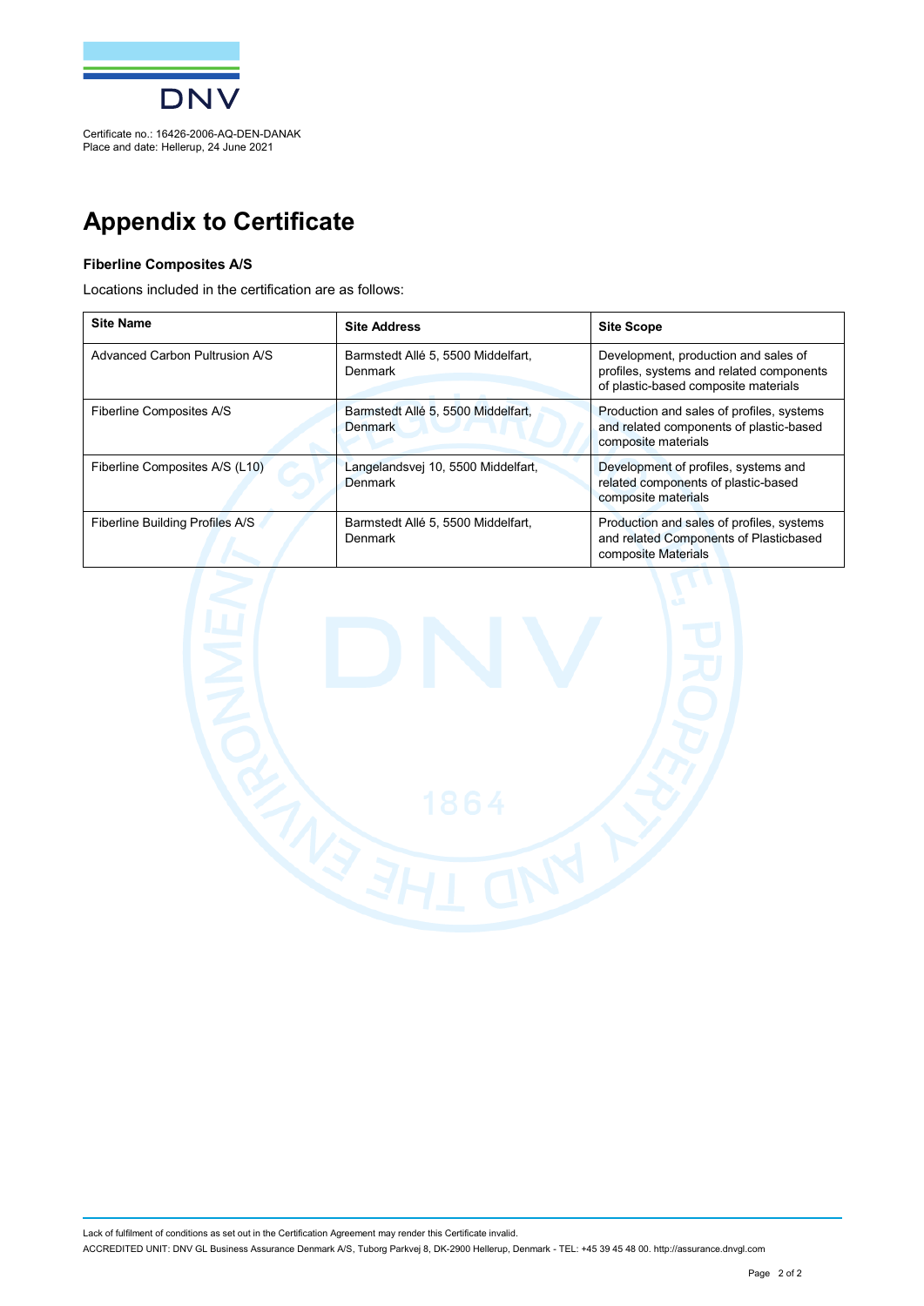Certificate no.: 16426-2006-AQ-DEN-DANAK
Place and date: Hellerup, 24 June 2021

# Appendix to Certificate

**Fiberline Composites A/S**

Locations included in the certification are as follows:

| Site Name | Site Address | Site Scope |
|---|---|---|
| Advanced Carbon Pultrusion A/S | Barmstedt Allé 5, 5500 Middelfart, Denmark | Development, production and sales of profiles, systems and related components of plastic-based composite materials |
| Fiberline Composites A/S | Barmstedt Allé 5, 5500 Middelfart, Denmark | Production and sales of profiles, systems and related components of plastic-based composite materials |
| Fiberline Composites A/S (L10) | Langelandsvej 10, 5500 Middelfart, Denmark | Development of profiles, systems and related components of plastic-based composite materials |
| Fiberline Building Profiles A/S | Barmstedt Allé 5, 5500 Middelfart, Denmark | Production and sales of profiles, systems and related Components of Plasticbased composite Materials |

Lack of fulfilment of conditions as set out in the Certification Agreement may render this Certificate invalid.

ACCREDITED UNIT: DNV GL Business Assurance Denmark A/S, Tuborg Parkvej 8, DK-2900 Hellerup, Denmark - TEL: +45 39 45 48 00. http://assurance.dnvgl.com